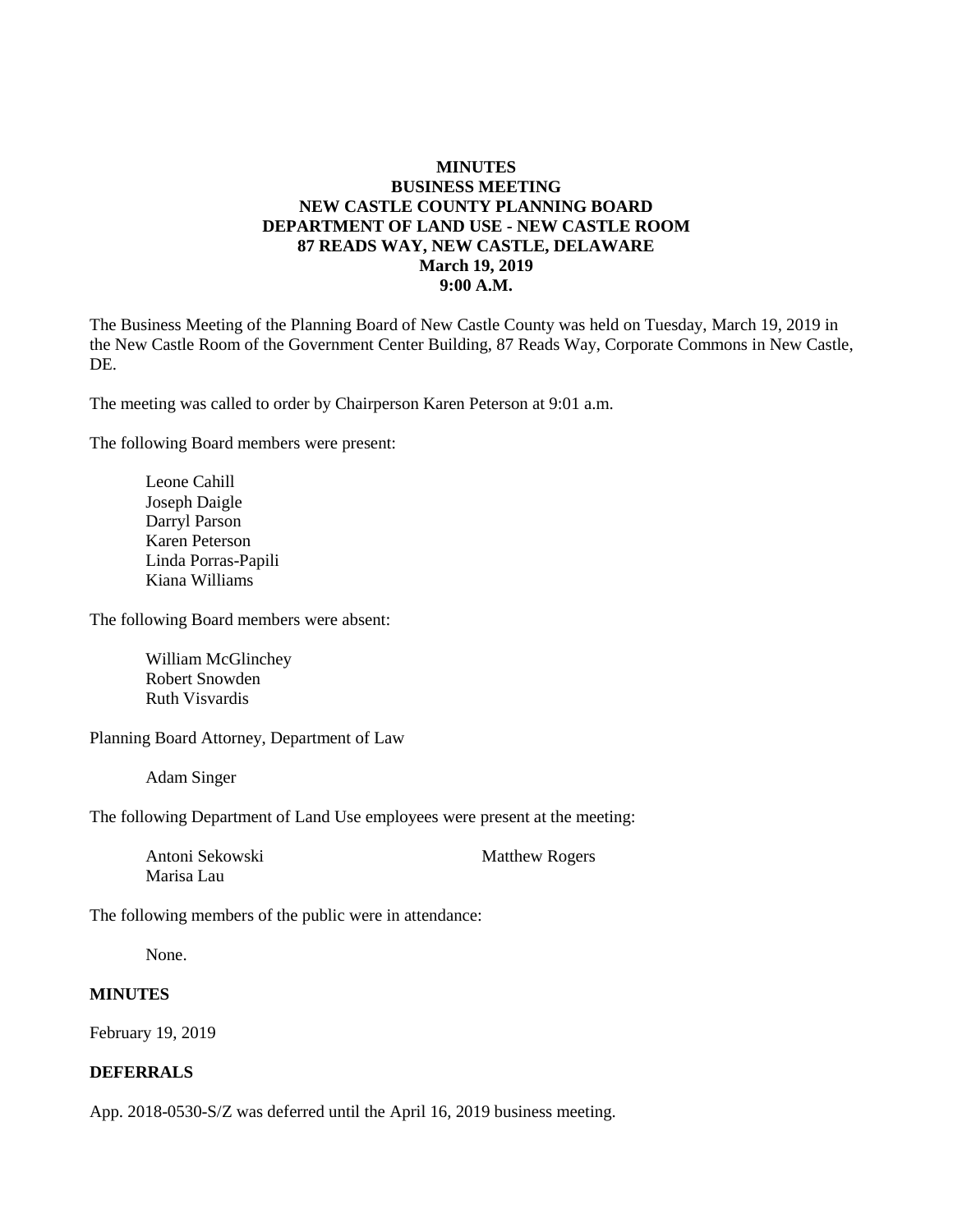**MINUTES**
**BUSINESS MEETING**
**NEW CASTLE COUNTY PLANNING BOARD**
**DEPARTMENT OF LAND USE - NEW CASTLE ROOM**
**87 READS WAY, NEW CASTLE, DELAWARE**
**March 19, 2019**
**9:00 A.M.**

The Business Meeting of the Planning Board of New Castle County was held on Tuesday, March 19, 2019 in the New Castle Room of the Government Center Building, 87 Reads Way, Corporate Commons in New Castle, DE.

The meeting was called to order by Chairperson Karen Peterson at 9:01 a.m.

The following Board members were present:

Leone Cahill
Joseph Daigle
Darryl Parson
Karen Peterson
Linda Porras-Papili
Kiana Williams

The following Board members were absent:

William McGlinchey
Robert Snowden
Ruth Visvardis

Planning Board Attorney, Department of Law

Adam Singer

The following Department of Land Use employees were present at the meeting:

Antoni Sekowski
Marisa Lau
Matthew Rogers

The following members of the public were in attendance:

None.

**MINUTES**

February 19, 2019

**DEFERRALS**

App. 2018-0530-S/Z was deferred until the April 16, 2019 business meeting.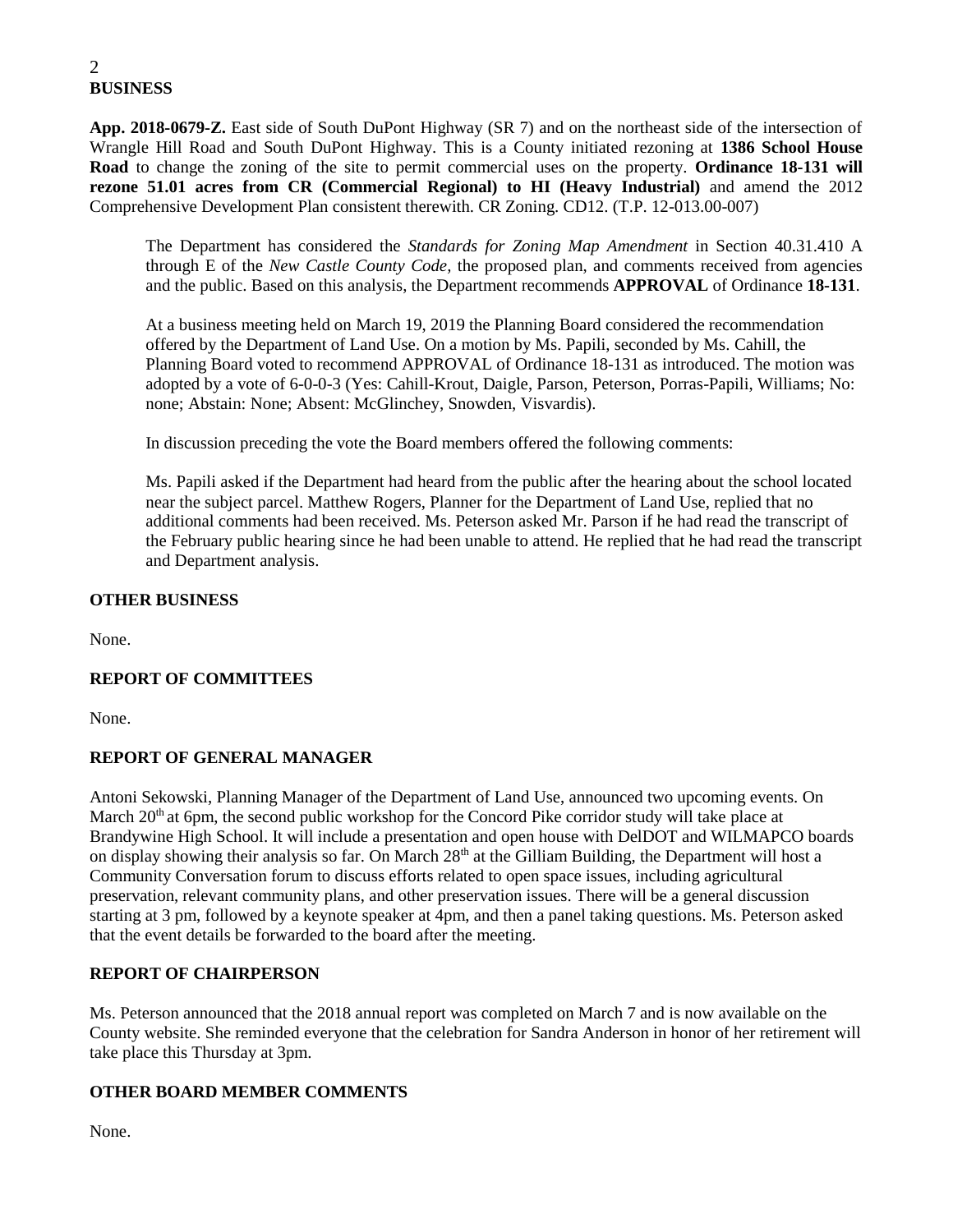## BUSINESS

**App. 2018-0679-Z.** East side of South DuPont Highway (SR 7) and on the northeast side of the intersection of Wrangle Hill Road and South DuPont Highway. This is a County initiated rezoning at **1386 School House Road** to change the zoning of the site to permit commercial uses on the property. **Ordinance 18-131 will rezone 51.01 acres from CR (Commercial Regional) to HI (Heavy Industrial)** and amend the 2012 Comprehensive Development Plan consistent therewith. CR Zoning. CD12. (T.P. 12-013.00-007)

The Department has considered the *Standards for Zoning Map Amendment* in Section 40.31.410 A through E of the *New Castle County Code,* the proposed plan, and comments received from agencies and the public. Based on this analysis, the Department recommends **APPROVAL** of Ordinance **18-131**.

At a business meeting held on March 19, 2019 the Planning Board considered the recommendation offered by the Department of Land Use. On a motion by Ms. Papili, seconded by Ms. Cahill, the Planning Board voted to recommend APPROVAL of Ordinance 18-131 as introduced. The motion was adopted by a vote of 6-0-0-3 (Yes: Cahill-Krout, Daigle, Parson, Peterson, Porras-Papili, Williams; No: none; Abstain: None; Absent: McGlinchey, Snowden, Visvardis).

In discussion preceding the vote the Board members offered the following comments:

Ms. Papili asked if the Department had heard from the public after the hearing about the school located near the subject parcel. Matthew Rogers, Planner for the Department of Land Use, replied that no additional comments had been received. Ms. Peterson asked Mr. Parson if he had read the transcript of the February public hearing since he had been unable to attend. He replied that he had read the transcript and Department analysis.

## OTHER BUSINESS

None.

## REPORT OF COMMITTEES

None.

## REPORT OF GENERAL MANAGER

Antoni Sekowski, Planning Manager of the Department of Land Use, announced two upcoming events. On March 20th at 6pm, the second public workshop for the Concord Pike corridor study will take place at Brandywine High School. It will include a presentation and open house with DelDOT and WILMAPCO boards on display showing their analysis so far. On March 28th at the Gilliam Building, the Department will host a Community Conversation forum to discuss efforts related to open space issues, including agricultural preservation, relevant community plans, and other preservation issues. There will be a general discussion starting at 3 pm, followed by a keynote speaker at 4pm, and then a panel taking questions. Ms. Peterson asked that the event details be forwarded to the board after the meeting.

## REPORT OF CHAIRPERSON

Ms. Peterson announced that the 2018 annual report was completed on March 7 and is now available on the County website. She reminded everyone that the celebration for Sandra Anderson in honor of her retirement will take place this Thursday at 3pm.

## OTHER BOARD MEMBER COMMENTS

None.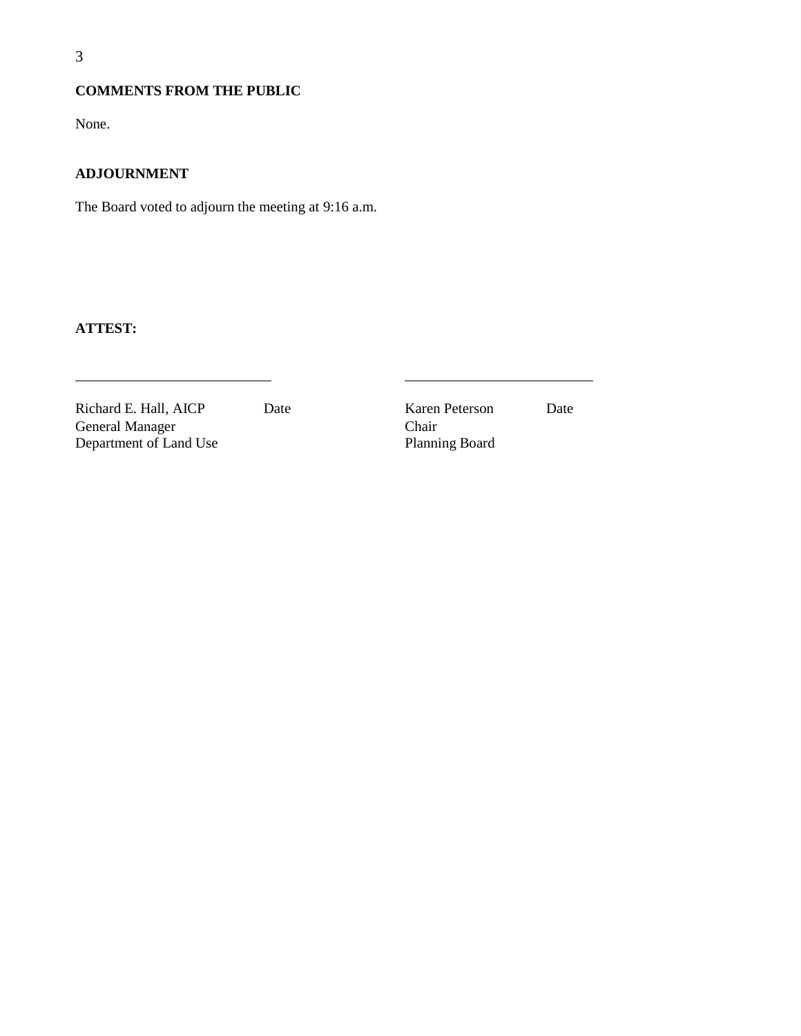**COMMENTS FROM THE PUBLIC**

None.

**ADJOURNMENT**

The Board voted to adjourn the meeting at 9:16 a.m.

**ATTEST:**

| | | | |
|---|---|---|---|
| \_\_\_\_\_\_\_\_\_\_\_\_\_\_\_\_\_\_\_\_\_\_\_\_\_\_\_ | | \_\_\_\_\_\_\_\_\_\_\_\_\_\_\_\_\_\_\_\_\_\_\_\_\_\_\_ | |
| Richard E. Hall, AICP<br>General Manager<br>Department of Land Use | Date | Karen Peterson<br>Chair<br>Planning Board | Date |